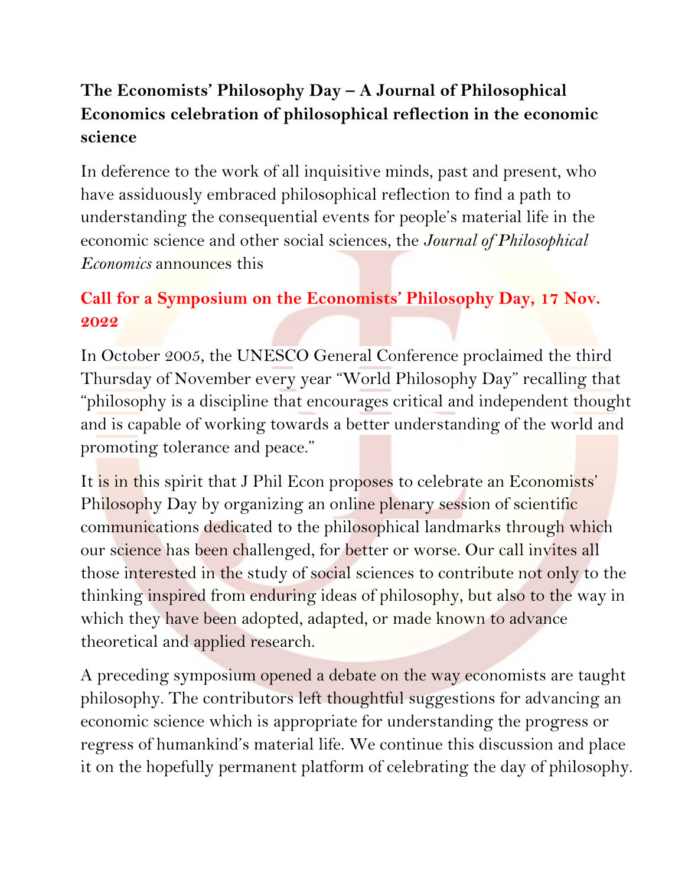# The Economists' Philosophy Day – A Journal of Philosophical Economics celebration of philosophical reflection in the economic science

In deference to the work of all inquisitive minds, past and present, who have assiduously embraced philosophical reflection to find a path to understanding the consequential events for people's material life in the economic science and other social sciences, the *Journal of Philosophical Economics* announces this

## Call for a Symposium on the Economists' Philosophy Day, 17 Nov. 2022

In October 2005, the UNESCO General Conference proclaimed the third Thursday of November every year "World Philosophy Day" recalling that "philosophy is a discipline that encourages critical and independent thought and is capable of working towards a better understanding of the world and promoting tolerance and peace."

It is in this spirit that J Phil Econ proposes to celebrate an Economists' Philosophy Day by organizing an online plenary session of scientific communications dedicated to the philosophical landmarks through which our science has been challenged, for better or worse. Our call invites all those interested in the study of social sciences to contribute not only to the thinking inspired from enduring ideas of philosophy, but also to the way in which they have been adopted, adapted, or made known to advance theoretical and applied research.

A preceding symposium opened a debate on the way economists are taught philosophy. The contributors left thoughtful suggestions for advancing an economic science which is appropriate for understanding the progress or regress of humankind's material life. We continue this discussion and place it on the hopefully permanent platform of celebrating the day of philosophy.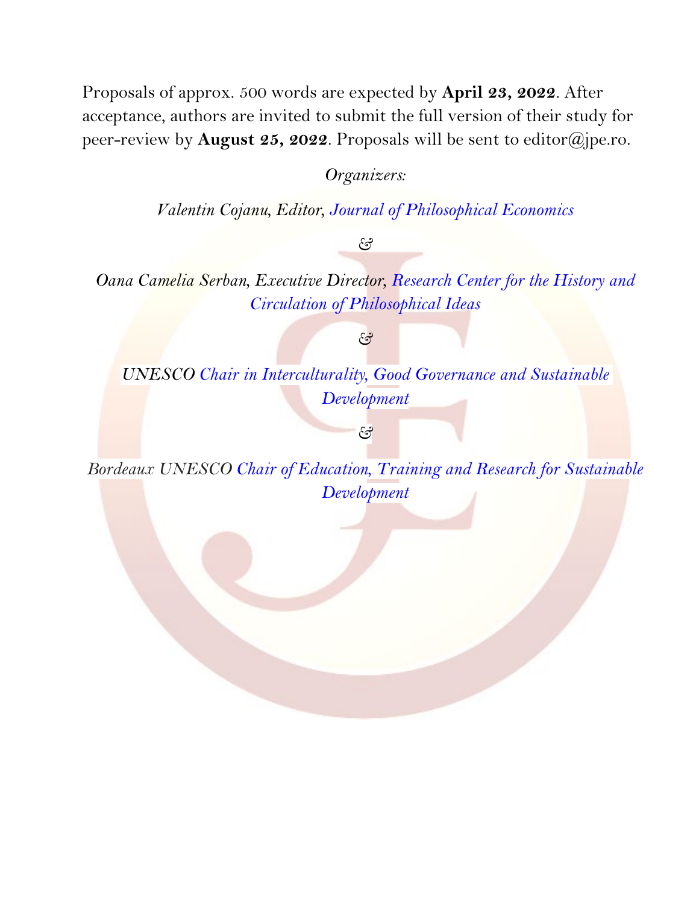Proposals of approx. 500 words are expected by **April 23, 2022**. After acceptance, authors are invited to submit the full version of their study for peer-review by **August 25, 2022**. Proposals will be sent to editor@jpe.ro.

*Organizers:*

*Valentin Cojanu, Editor, Journal of Philosophical Economics*

*&*

*Oana Camelia Serban, Executive Director, Research Center for the History and Circulation of Philosophical Ideas*

*&*

*UNESCO Chair in Interculturality, Good Governance and Sustainable Development*

*&*

*Bordeaux UNESCO Chair of Education, Training and Research for Sustainable Development*